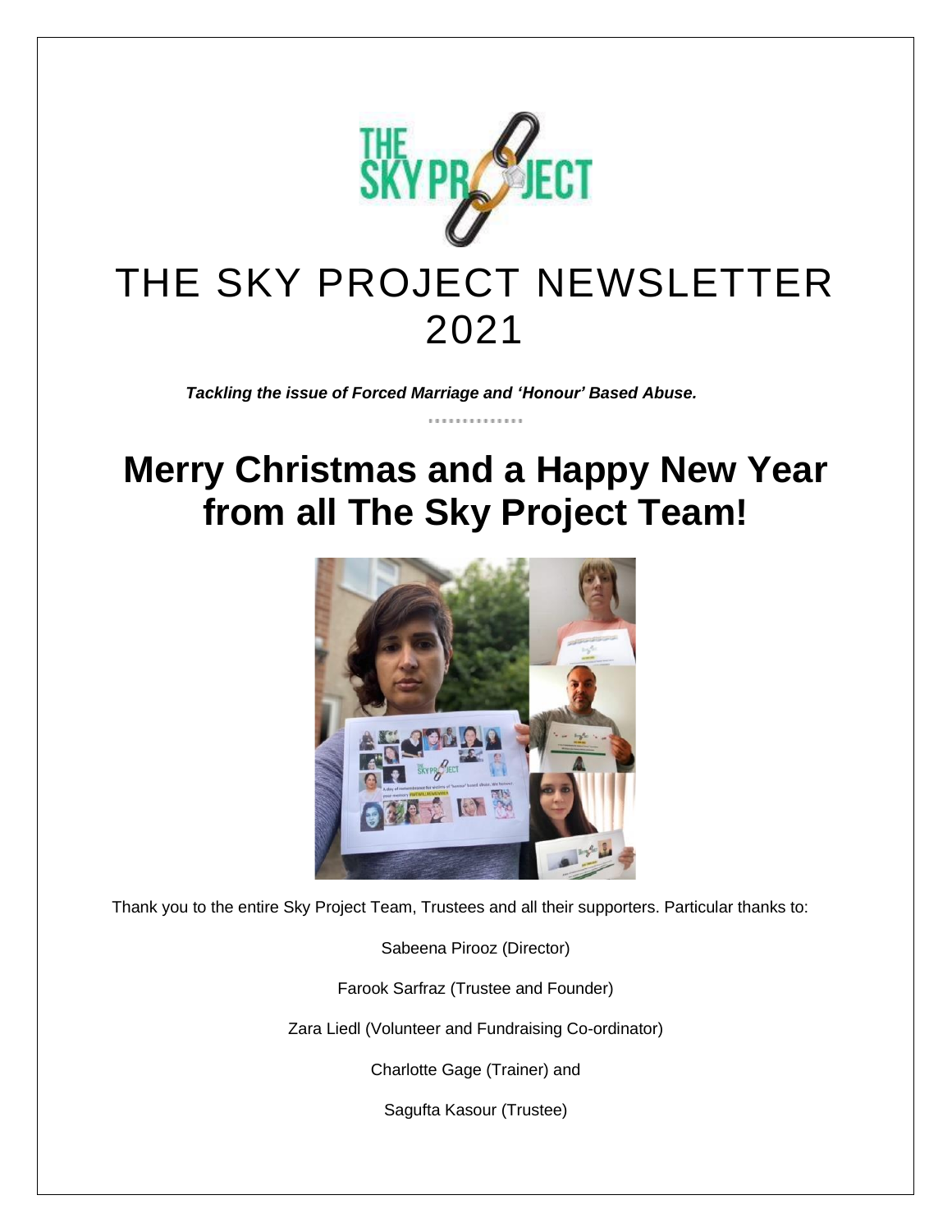# THE SKY PROJECT NEWSLETTER 2021

***Tackling the issue of Forced Marriage and 'Honour' Based Abuse.***

## Merry Christmas and a Happy New Year from all The Sky Project Team!

Thank you to the entire Sky Project Team, Trustees and all their supporters. Particular thanks to:

Sabeena Pirooz (Director)

Farook Sarfraz (Trustee and Founder)

Zara Liedl (Volunteer and Fundraising Co-ordinator)

Charlotte Gage (Trainer) and

Sagufta Kasour (Trustee)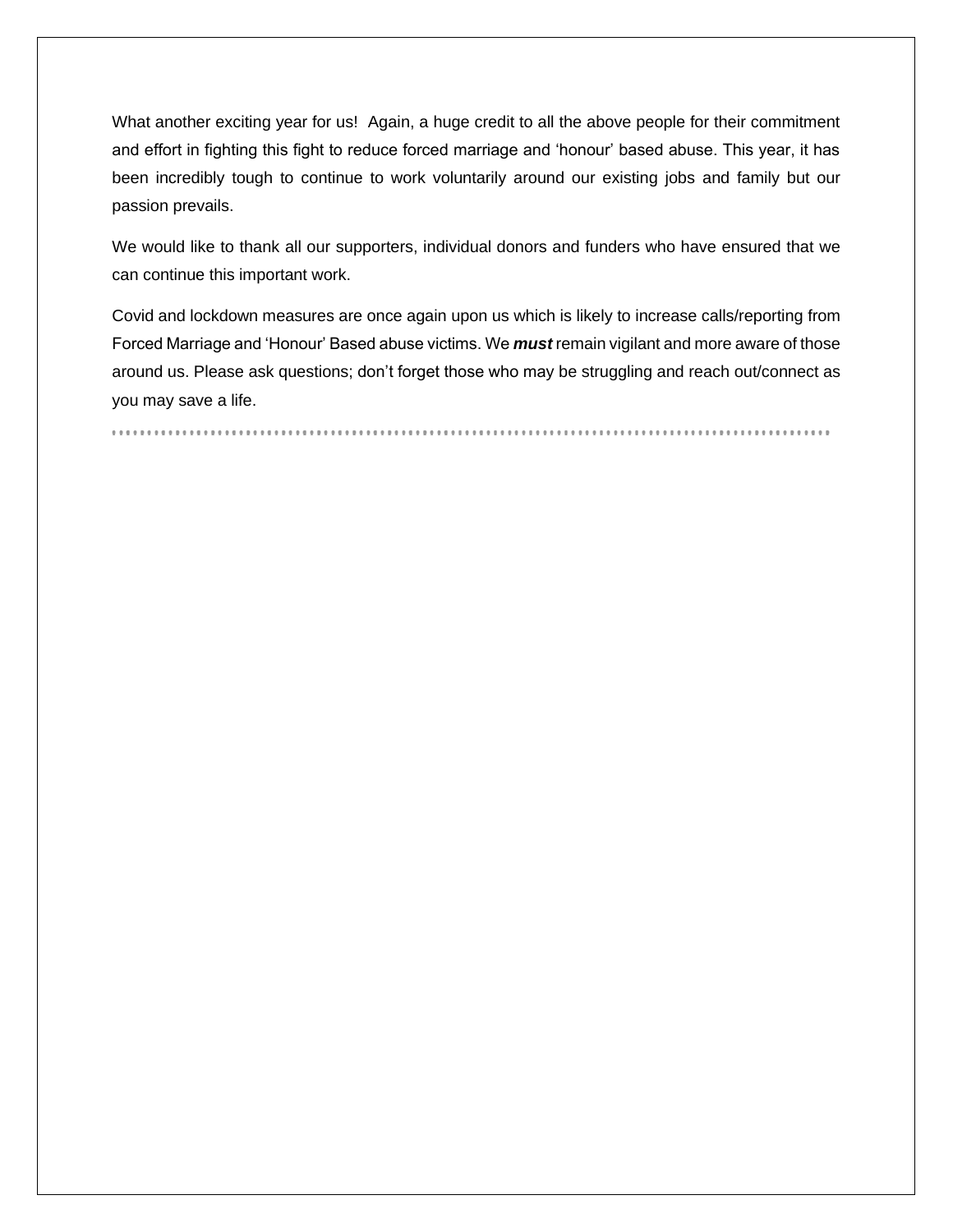What another exciting year for us!  Again, a huge credit to all the above people for their commitment and effort in fighting this fight to reduce forced marriage and ‘honour’ based abuse. This year, it has been incredibly tough to continue to work voluntarily around our existing jobs and family but our passion prevails.

We would like to thank all our supporters, individual donors and funders who have ensured that we can continue this important work.

Covid and lockdown measures are once again upon us which is likely to increase calls/reporting from Forced Marriage and ‘Honour’ Based abuse victims. We ***must*** remain vigilant and more aware of those around us. Please ask questions; don’t forget those who may be struggling and reach out/connect as you may save a life.

---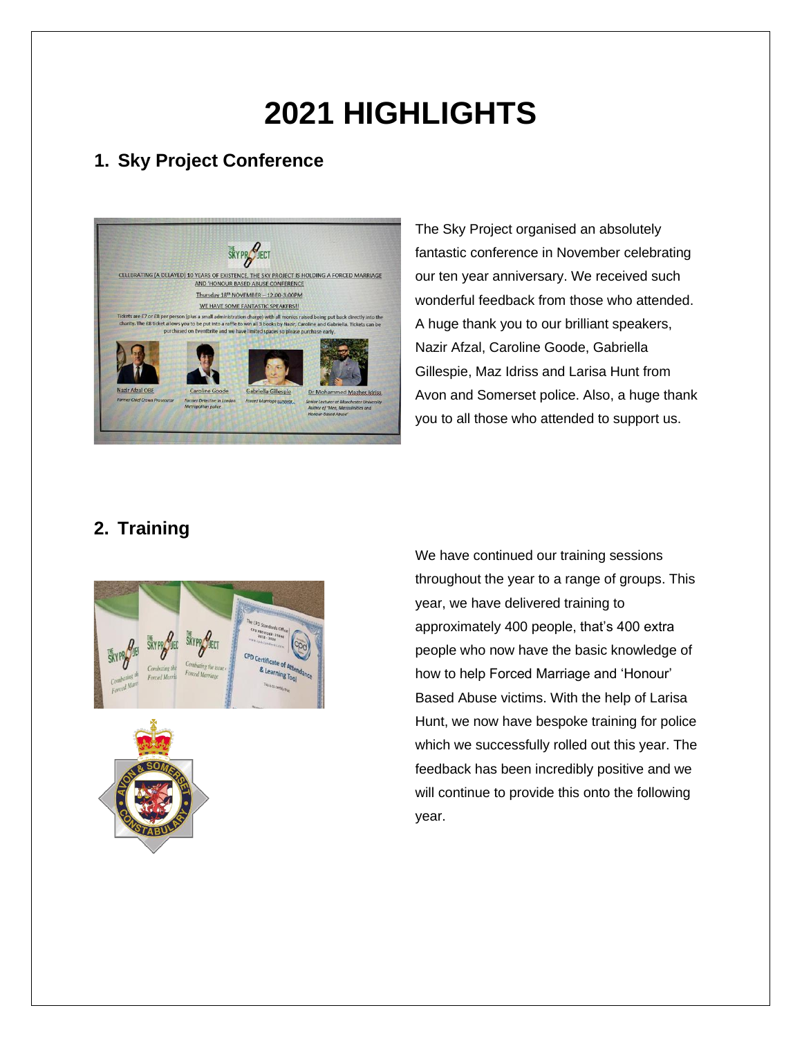# 2021 HIGHLIGHTS

## 1. Sky Project Conference

The Sky Project organised an absolutely fantastic conference in November celebrating our ten year anniversary. We received such wonderful feedback from those who attended. A huge thank you to our brilliant speakers, Nazir Afzal, Caroline Goode, Gabriella Gillespie, Maz Idriss and Larisa Hunt from Avon and Somerset police. Also, a huge thank you to all those who attended to support us.

## 2. Training

We have continued our training sessions throughout the year to a range of groups. This year, we have delivered training to approximately 400 people, that's 400 extra people who now have the basic knowledge of how to help Forced Marriage and 'Honour' Based Abuse victims. With the help of Larisa Hunt, we now have bespoke training for police which we successfully rolled out this year. The feedback has been incredibly positive and we will continue to provide this onto the following year.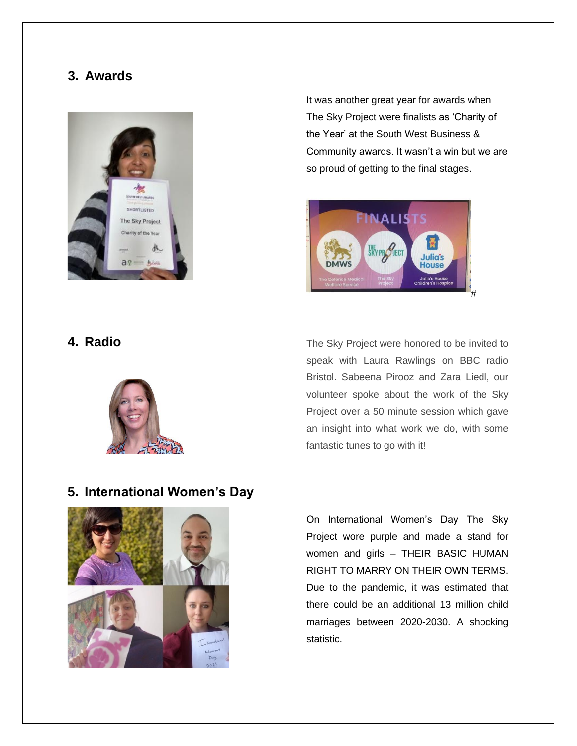## 3. Awards

It was another great year for awards when The Sky Project were finalists as 'Charity of the Year' at the South West Business & Community awards. It wasn't a win but we are so proud of getting to the final stages.

#

## 4. Radio

The Sky Project were honored to be invited to speak with Laura Rawlings on BBC radio Bristol. Sabeena Pirooz and Zara Liedl, our volunteer spoke about the work of the Sky Project over a 50 minute session which gave an insight into what work we do, with some fantastic tunes to go with it!

## 5. International Women's Day

On International Women's Day The Sky Project wore purple and made a stand for women and girls – THEIR BASIC HUMAN RIGHT TO MARRY ON THEIR OWN TERMS. Due to the pandemic, it was estimated that there could be an additional 13 million child marriages between 2020-2030. A shocking statistic.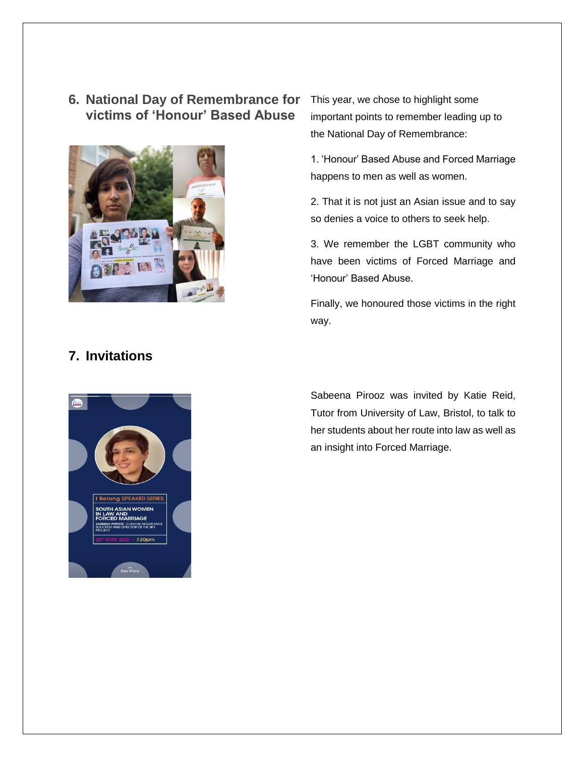## 6. National Day of Remembrance for victims of 'Honour' Based Abuse

This year, we chose to highlight some important points to remember leading up to the National Day of Remembrance:

1. 'Honour' Based Abuse and Forced Marriage happens to men as well as women.

2. That it is not just an Asian issue and to say so denies a voice to others to seek help.

3. We remember the LGBT community who have been victims of Forced Marriage and 'Honour' Based Abuse.

Finally, we honoured those victims in the right way.

## 7. Invitations

Sabeena Pirooz was invited by Katie Reid, Tutor from University of Law, Bristol, to talk to her students about her route into law as well as an insight into Forced Marriage.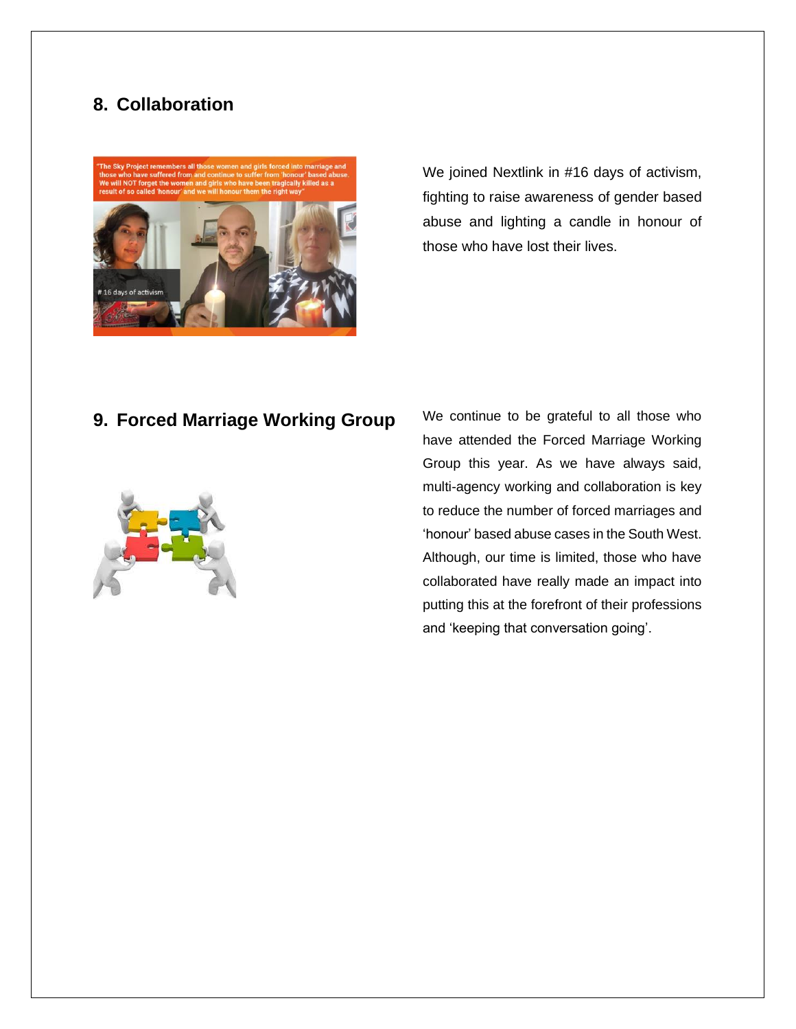## 8. Collaboration

We joined Nextlink in #16 days of activism, fighting to raise awareness of gender based abuse and lighting a candle in honour of those who have lost their lives.

## 9. Forced Marriage Working Group

We continue to be grateful to all those who have attended the Forced Marriage Working Group this year. As we have always said, multi-agency working and collaboration is key to reduce the number of forced marriages and 'honour' based abuse cases in the South West. Although, our time is limited, those who have collaborated have really made an impact into putting this at the forefront of their professions and 'keeping that conversation going'.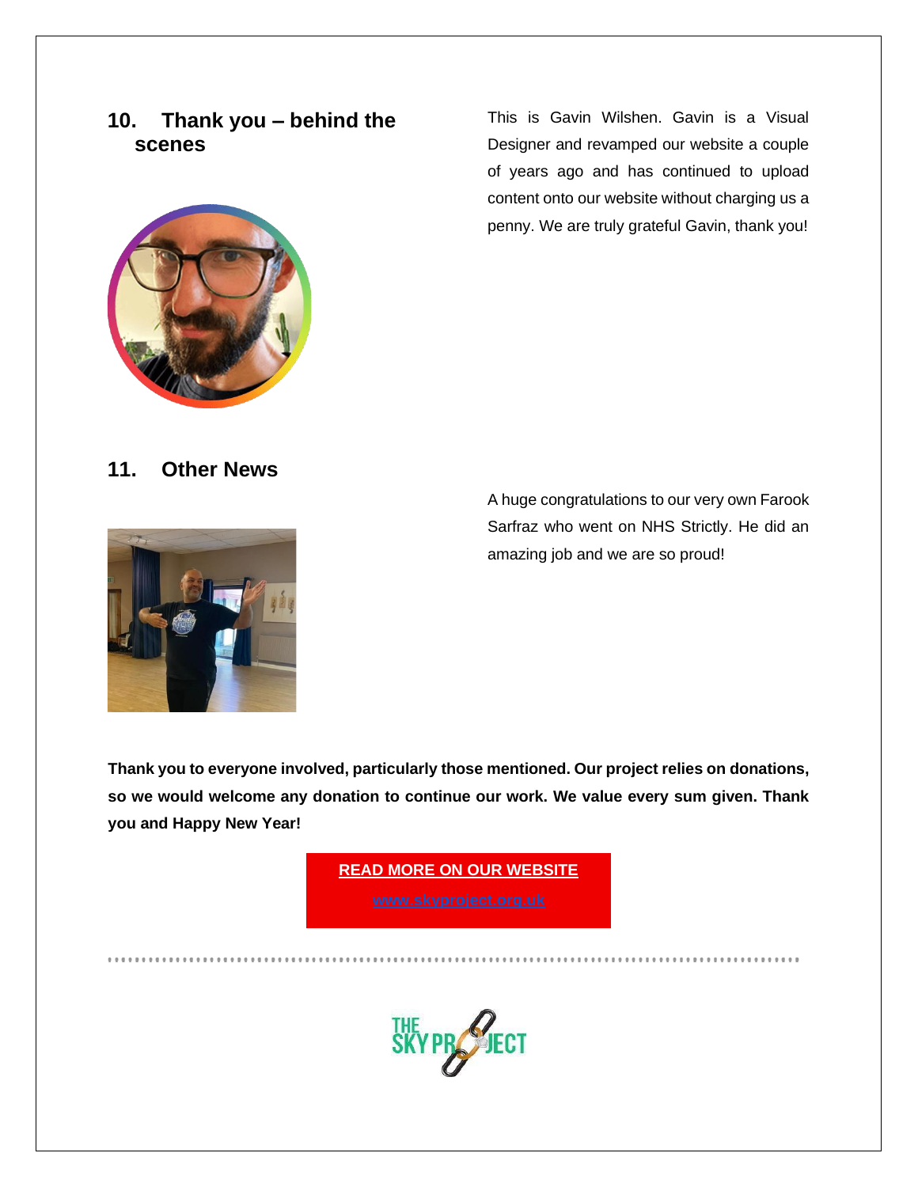## 10. Thank you – behind the scenes

This is Gavin Wilshen. Gavin is a Visual Designer and revamped our website a couple of years ago and has continued to upload content onto our website without charging us a penny. We are truly grateful Gavin, thank you!

## 11. Other News

A huge congratulations to our very own Farook Sarfraz who went on NHS Strictly. He did an amazing job and we are so proud!

**Thank you to everyone involved, particularly those mentioned. Our project relies on donations, so we would welcome any donation to continue our work. We value every sum given. Thank you and Happy New Year!**

**READ MORE ON OUR WEBSITE**

www.skyproject.org.uk

THE SKY PROJECT